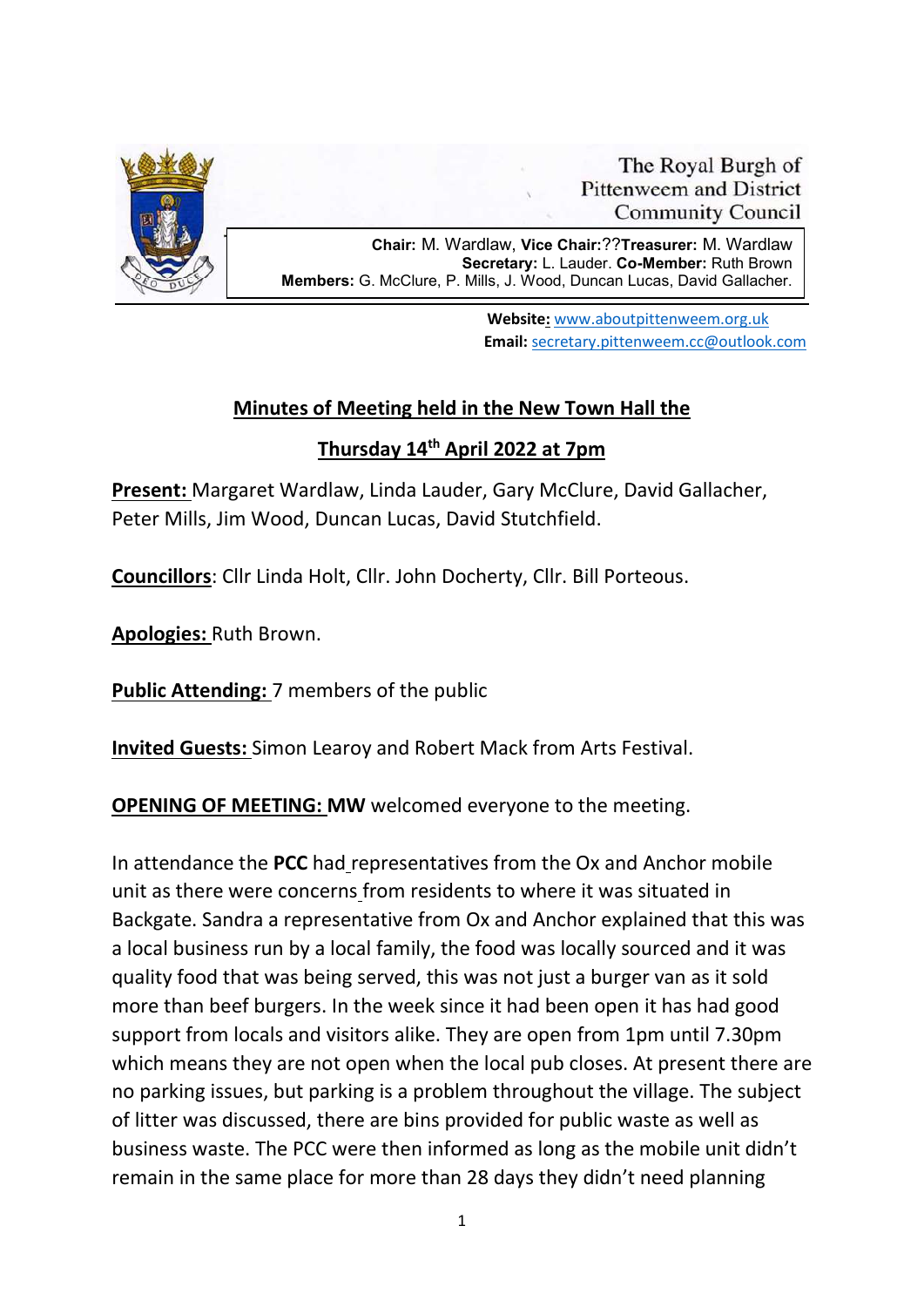The Royal Burgh of
Pittenweem and District
Community Council

**Chair:** M. Wardlaw, **Vice Chair:**??**Treasurer:** M. Wardlaw
**Secretary:** L. Lauder. **Co-Member:** Ruth Brown
**Members:** G. McClure, P. Mills, J. Wood, Duncan Lucas, David Gallacher.

**Website:** www.aboutpittenweem.org.uk
**Email:** secretary.pittenweem.cc@outlook.com

## Minutes of Meeting held in the New Town Hall the

## Thursday 14th April 2022 at 7pm

**Present:** Margaret Wardlaw, Linda Lauder, Gary McClure, David Gallacher, Peter Mills, Jim Wood, Duncan Lucas, David Stutchfield.

**Councillors**: Cllr Linda Holt, Cllr. John Docherty, Cllr. Bill Porteous.

**Apologies:** Ruth Brown.

**Public Attending:** 7 members of the public

**Invited Guests:** Simon Learoy and Robert Mack from Arts Festival.

**OPENING OF MEETING: MW** welcomed everyone to the meeting.

In attendance the **PCC** had representatives from the Ox and Anchor mobile unit as there were concerns from residents to where it was situated in Backgate. Sandra a representative from Ox and Anchor explained that this was a local business run by a local family, the food was locally sourced and it was quality food that was being served, this was not just a burger van as it sold more than beef burgers. In the week since it had been open it has had good support from locals and visitors alike. They are open from 1pm until 7.30pm which means they are not open when the local pub closes. At present there are no parking issues, but parking is a problem throughout the village. The subject of litter was discussed, there are bins provided for public waste as well as business waste. The PCC were then informed as long as the mobile unit didn't remain in the same place for more than 28 days they didn't need planning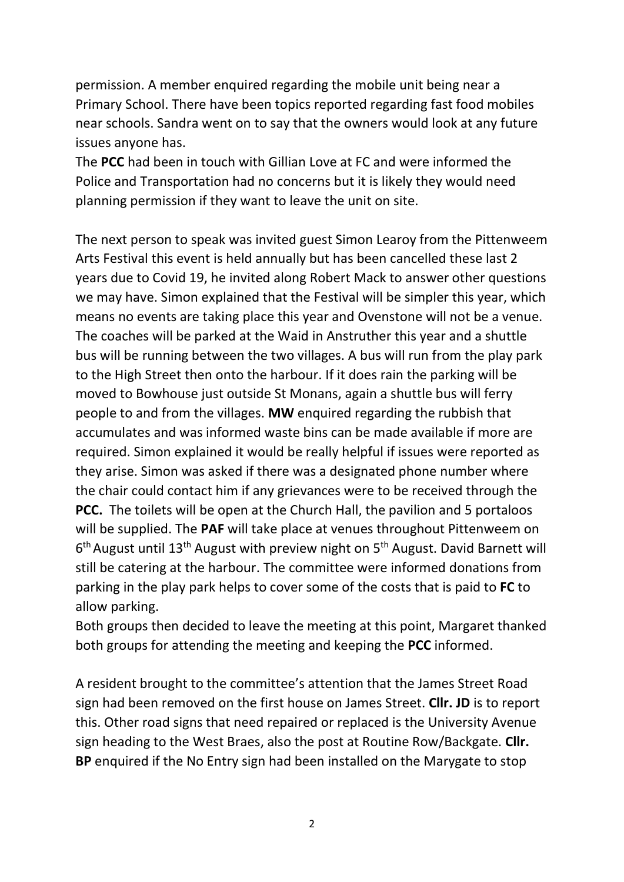permission. A member enquired regarding the mobile unit being near a Primary School. There have been topics reported regarding fast food mobiles near schools. Sandra went on to say that the owners would look at any future issues anyone has.
The **PCC** had been in touch with Gillian Love at FC and were informed the Police and Transportation had no concerns but it is likely they would need planning permission if they want to leave the unit on site.

The next person to speak was invited guest Simon Learoy from the Pittenweem Arts Festival this event is held annually but has been cancelled these last 2 years due to Covid 19, he invited along Robert Mack to answer other questions we may have. Simon explained that the Festival will be simpler this year, which means no events are taking place this year and Ovenstone will not be a venue. The coaches will be parked at the Waid in Anstruther this year and a shuttle bus will be running between the two villages. A bus will run from the play park to the High Street then onto the harbour. If it does rain the parking will be moved to Bowhouse just outside St Monans, again a shuttle bus will ferry people to and from the villages. **MW** enquired regarding the rubbish that accumulates and was informed waste bins can be made available if more are required. Simon explained it would be really helpful if issues were reported as they arise. Simon was asked if there was a designated phone number where the chair could contact him if any grievances were to be received through the **PCC.** The toilets will be open at the Church Hall, the pavilion and 5 portaloos will be supplied. The **PAF** will take place at venues throughout Pittenweem on 6th August until 13th August with preview night on 5th August. David Barnett will still be catering at the harbour. The committee were informed donations from parking in the play park helps to cover some of the costs that is paid to **FC** to allow parking.
Both groups then decided to leave the meeting at this point, Margaret thanked both groups for attending the meeting and keeping the **PCC** informed.

A resident brought to the committee's attention that the James Street Road sign had been removed on the first house on James Street. **Cllr. JD** is to report this. Other road signs that need repaired or replaced is the University Avenue sign heading to the West Braes, also the post at Routine Row/Backgate. **Cllr. BP** enquired if the No Entry sign had been installed on the Marygate to stop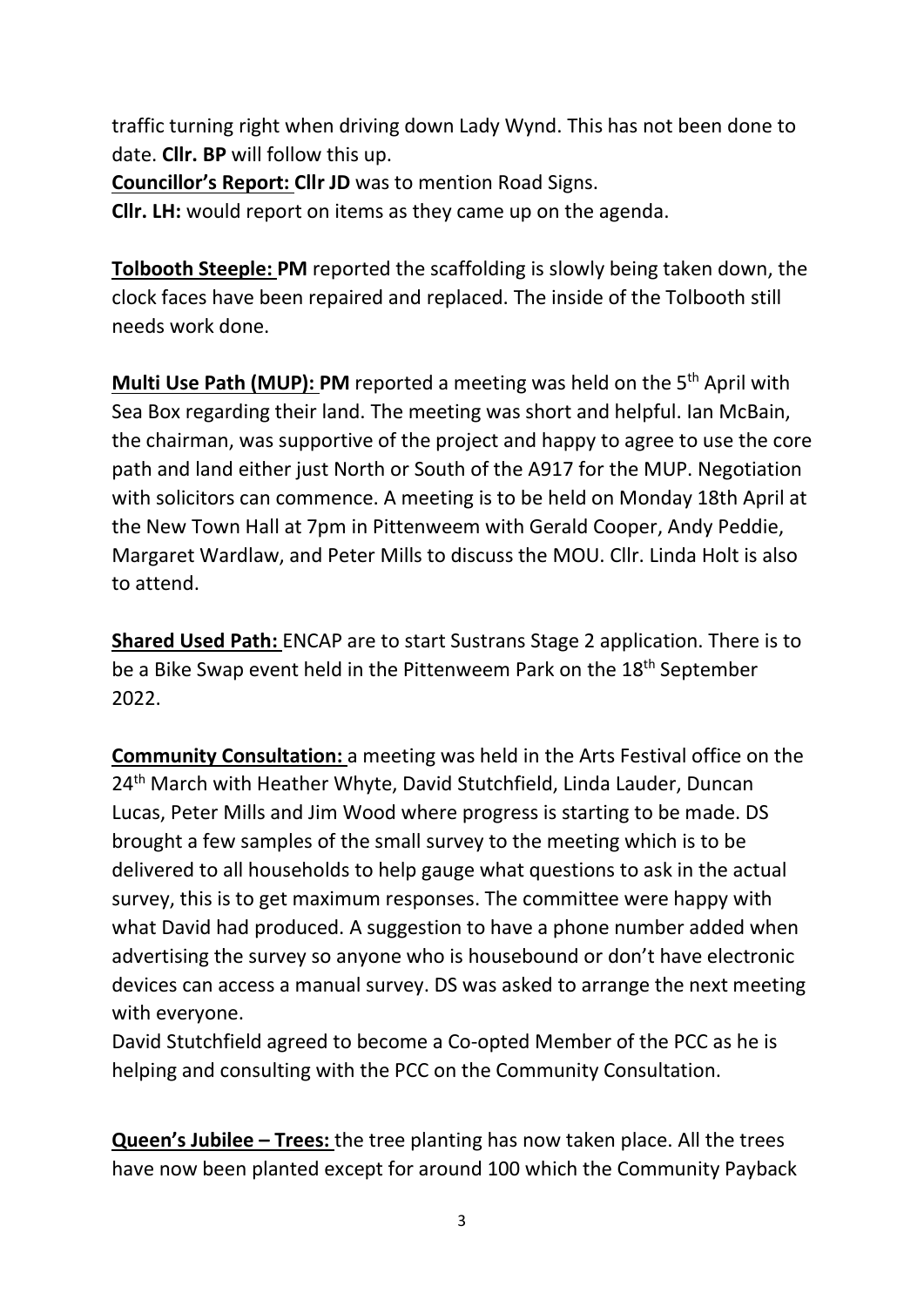traffic turning right when driving down Lady Wynd. This has not been done to date. **Cllr. BP** will follow this up.

**<u>Councillor's Report:</u> Cllr JD** was to mention Road Signs.

**Cllr. LH:** would report on items as they came up on the agenda.

**<u>Tolbooth Steeple:</u> PM** reported the scaffolding is slowly being taken down, the clock faces have been repaired and replaced. The inside of the Tolbooth still needs work done.

**<u>Multi Use Path (MUP):</u> PM** reported a meeting was held on the 5th April with Sea Box regarding their land. The meeting was short and helpful. Ian McBain, the chairman, was supportive of the project and happy to agree to use the core path and land either just North or South of the A917 for the MUP. Negotiation with solicitors can commence. A meeting is to be held on Monday 18th April at the New Town Hall at 7pm in Pittenweem with Gerald Cooper, Andy Peddie, Margaret Wardlaw, and Peter Mills to discuss the MOU. Cllr. Linda Holt is also to attend.

**<u>Shared Used Path:</u>** ENCAP are to start Sustrans Stage 2 application. There is to be a Bike Swap event held in the Pittenweem Park on the 18th September 2022.

**<u>Community Consultation:</u>** a meeting was held in the Arts Festival office on the 24th March with Heather Whyte, David Stutchfield, Linda Lauder, Duncan Lucas, Peter Mills and Jim Wood where progress is starting to be made. DS brought a few samples of the small survey to the meeting which is to be delivered to all households to help gauge what questions to ask in the actual survey, this is to get maximum responses. The committee were happy with what David had produced. A suggestion to have a phone number added when advertising the survey so anyone who is housebound or don't have electronic devices can access a manual survey. DS was asked to arrange the next meeting with everyone.

David Stutchfield agreed to become a Co-opted Member of the PCC as he is helping and consulting with the PCC on the Community Consultation.

**<u>Queen's Jubilee – Trees:</u>** the tree planting has now taken place. All the trees have now been planted except for around 100 which the Community Payback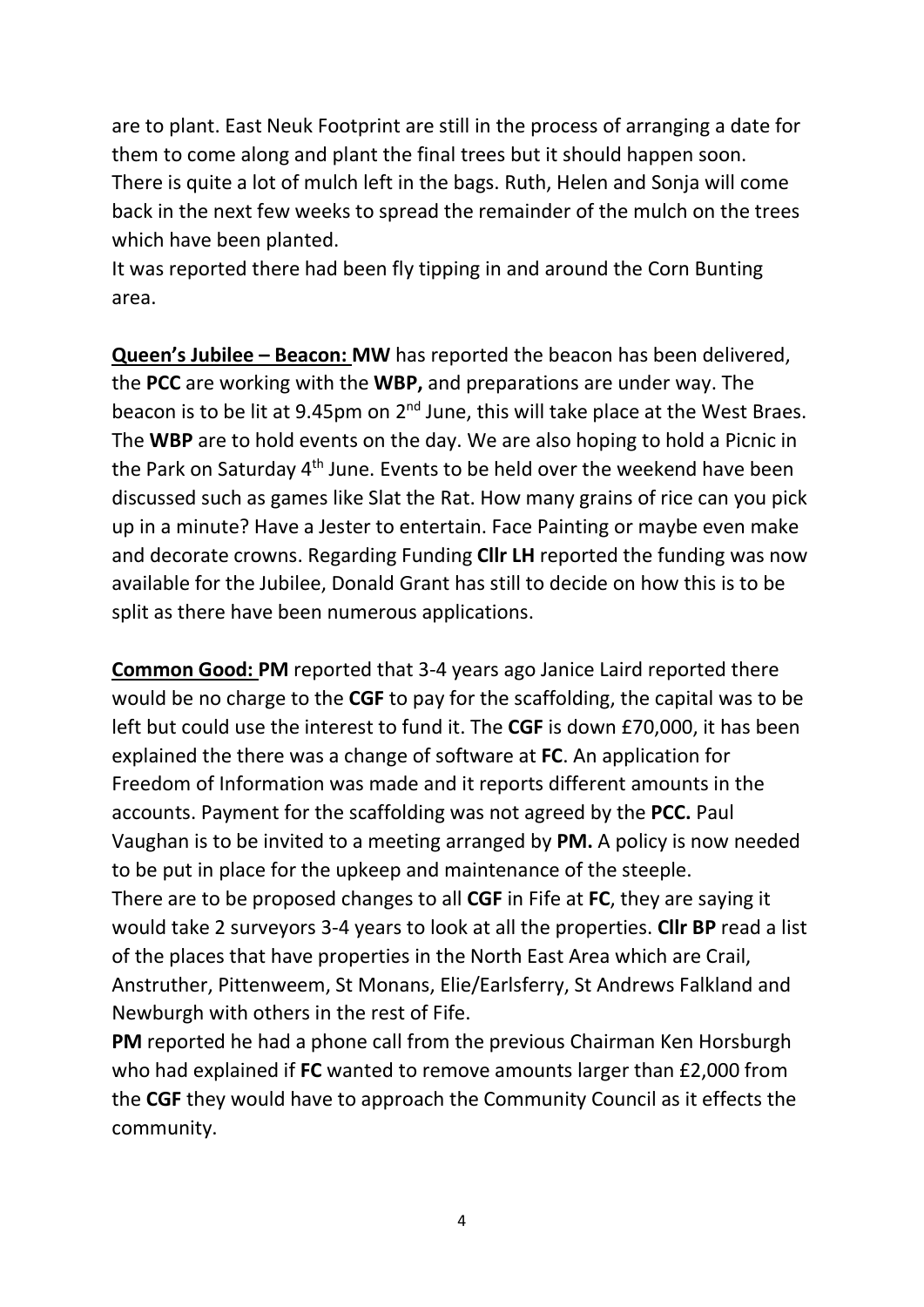are to plant. East Neuk Footprint are still in the process of arranging a date for them to come along and plant the final trees but it should happen soon. There is quite a lot of mulch left in the bags. Ruth, Helen and Sonja will come back in the next few weeks to spread the remainder of the mulch on the trees which have been planted.

It was reported there had been fly tipping in and around the Corn Bunting area.

**<u>Queen's Jubilee – Beacon:</u> MW** has reported the beacon has been delivered, the **PCC** are working with the **WBP,** and preparations are under way. The beacon is to be lit at 9.45pm on 2nd June, this will take place at the West Braes. The **WBP** are to hold events on the day. We are also hoping to hold a Picnic in the Park on Saturday 4th June. Events to be held over the weekend have been discussed such as games like Slat the Rat. How many grains of rice can you pick up in a minute? Have a Jester to entertain. Face Painting or maybe even make and decorate crowns. Regarding Funding **Cllr LH** reported the funding was now available for the Jubilee, Donald Grant has still to decide on how this is to be split as there have been numerous applications.

**<u>Common Good:</u> PM** reported that 3-4 years ago Janice Laird reported there would be no charge to the **CGF** to pay for the scaffolding, the capital was to be left but could use the interest to fund it. The **CGF** is down £70,000, it has been explained the there was a change of software at **FC**. An application for Freedom of Information was made and it reports different amounts in the accounts. Payment for the scaffolding was not agreed by the **PCC.** Paul Vaughan is to be invited to a meeting arranged by **PM.** A policy is now needed to be put in place for the upkeep and maintenance of the steeple.

There are to be proposed changes to all **CGF** in Fife at **FC**, they are saying it would take 2 surveyors 3-4 years to look at all the properties. **Cllr BP** read a list of the places that have properties in the North East Area which are Crail, Anstruther, Pittenweem, St Monans, Elie/Earlsferry, St Andrews Falkland and Newburgh with others in the rest of Fife.

**PM** reported he had a phone call from the previous Chairman Ken Horsburgh who had explained if **FC** wanted to remove amounts larger than £2,000 from the **CGF** they would have to approach the Community Council as it effects the community.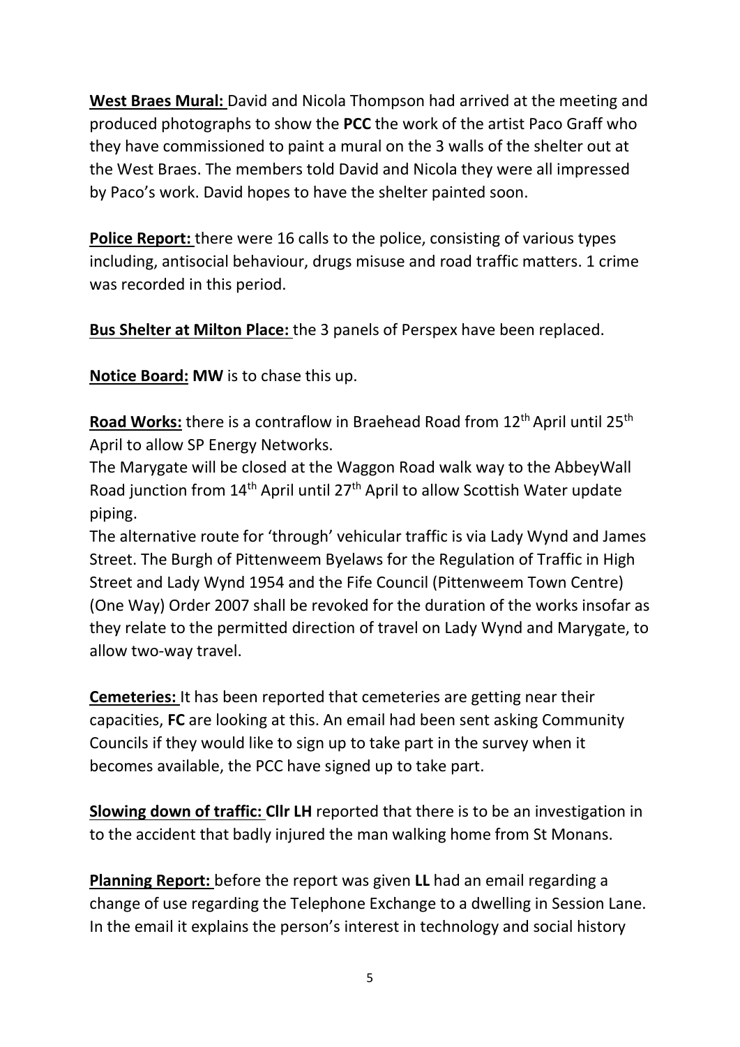**West Braes Mural:** David and Nicola Thompson had arrived at the meeting and produced photographs to show the **PCC** the work of the artist Paco Graff who they have commissioned to paint a mural on the 3 walls of the shelter out at the West Braes. The members told David and Nicola they were all impressed by Paco's work. David hopes to have the shelter painted soon.

**Police Report:** there were 16 calls to the police, consisting of various types including, antisocial behaviour, drugs misuse and road traffic matters. 1 crime was recorded in this period.

**Bus Shelter at Milton Place:** the 3 panels of Perspex have been replaced.

**Notice Board:** **MW** is to chase this up.

**Road Works:** there is a contraflow in Braehead Road from 12th April until 25th April to allow SP Energy Networks.

The Marygate will be closed at the Waggon Road walk way to the AbbeyWall Road junction from 14th April until 27th April to allow Scottish Water update piping.

The alternative route for 'through' vehicular traffic is via Lady Wynd and James Street. The Burgh of Pittenweem Byelaws for the Regulation of Traffic in High Street and Lady Wynd 1954 and the Fife Council (Pittenweem Town Centre) (One Way) Order 2007 shall be revoked for the duration of the works insofar as they relate to the permitted direction of travel on Lady Wynd and Marygate, to allow two-way travel.

**Cemeteries:** It has been reported that cemeteries are getting near their capacities, **FC** are looking at this. An email had been sent asking Community Councils if they would like to sign up to take part in the survey when it becomes available, the PCC have signed up to take part.

**Slowing down of traffic:** **Cllr LH** reported that there is to be an investigation in to the accident that badly injured the man walking home from St Monans.

**Planning Report:** before the report was given **LL** had an email regarding a change of use regarding the Telephone Exchange to a dwelling in Session Lane. In the email it explains the person's interest in technology and social history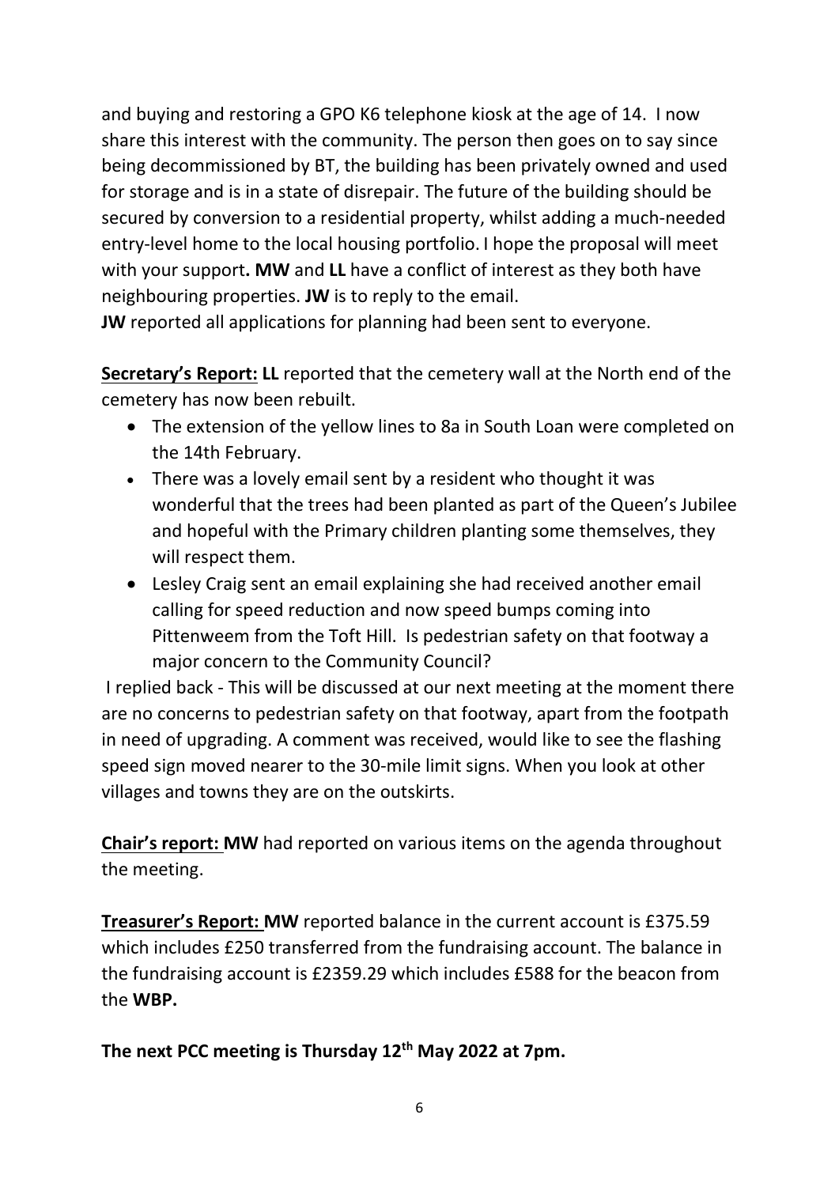and buying and restoring a GPO K6 telephone kiosk at the age of 14. I now share this interest with the community. The person then goes on to say since being decommissioned by BT, the building has been privately owned and used for storage and is in a state of disrepair. The future of the building should be secured by conversion to a residential property, whilst adding a much-needed entry-level home to the local housing portfolio. I hope the proposal will meet with your support**. MW** and **LL** have a conflict of interest as they both have neighbouring properties. **JW** is to reply to the email.

**JW** reported all applications for planning had been sent to everyone.

**Secretary's Report: LL** reported that the cemetery wall at the North end of the cemetery has now been rebuilt.

- The extension of the yellow lines to 8a in South Loan were completed on the 14th February.
- There was a lovely email sent by a resident who thought it was wonderful that the trees had been planted as part of the Queen's Jubilee and hopeful with the Primary children planting some themselves, they will respect them.
- Lesley Craig sent an email explaining she had received another email calling for speed reduction and now speed bumps coming into Pittenweem from the Toft Hill. Is pedestrian safety on that footway a major concern to the Community Council?

I replied back - This will be discussed at our next meeting at the moment there are no concerns to pedestrian safety on that footway, apart from the footpath in need of upgrading. A comment was received, would like to see the flashing speed sign moved nearer to the 30-mile limit signs. When you look at other villages and towns they are on the outskirts.

**Chair's report: MW** had reported on various items on the agenda throughout the meeting.

**Treasurer's Report: MW** reported balance in the current account is £375.59 which includes £250 transferred from the fundraising account. The balance in the fundraising account is £2359.29 which includes £588 for the beacon from the **WBP.**

**The next PCC meeting is Thursday 12th May 2022 at 7pm.**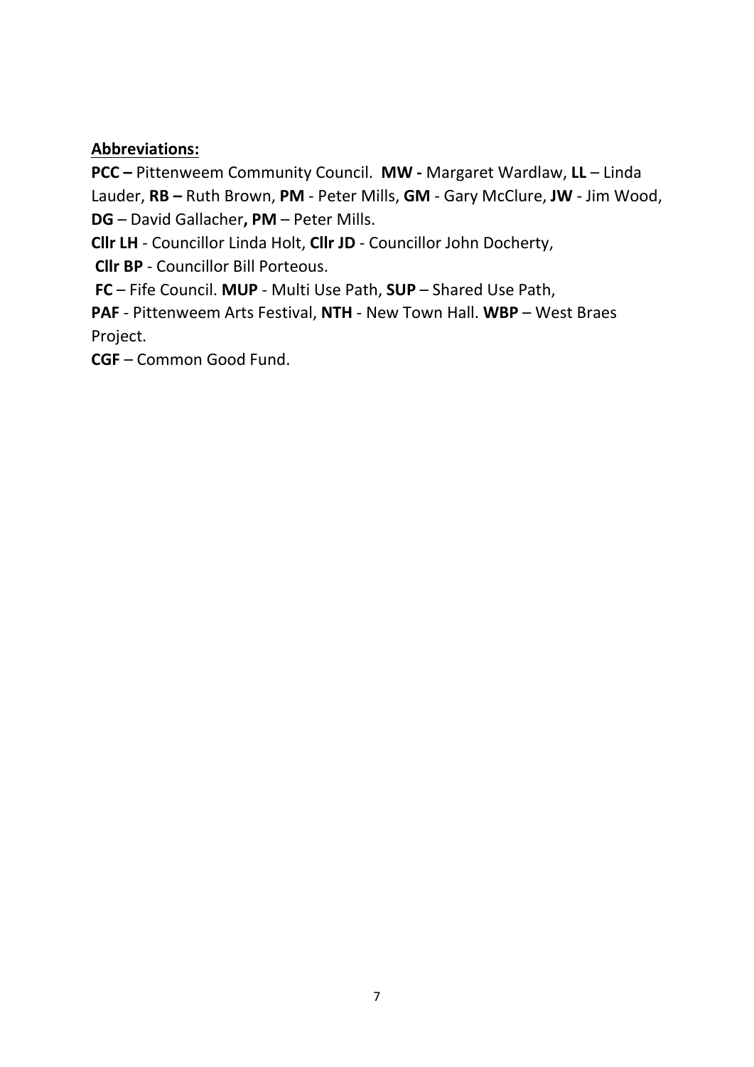**Abbreviations:**

**PCC –** Pittenweem Community Council. **MW -** Margaret Wardlaw, **LL** – Linda Lauder, **RB –** Ruth Brown, **PM** - Peter Mills, **GM** - Gary McClure, **JW** - Jim Wood, **DG** – David Gallacher**, PM** – Peter Mills.

**Cllr LH** - Councillor Linda Holt, **Cllr JD** - Councillor John Docherty,

**Cllr BP** - Councillor Bill Porteous.

**FC** – Fife Council. **MUP** - Multi Use Path, **SUP** – Shared Use Path,

**PAF** - Pittenweem Arts Festival, **NTH** - New Town Hall. **WBP** – West Braes Project.

**CGF** – Common Good Fund.